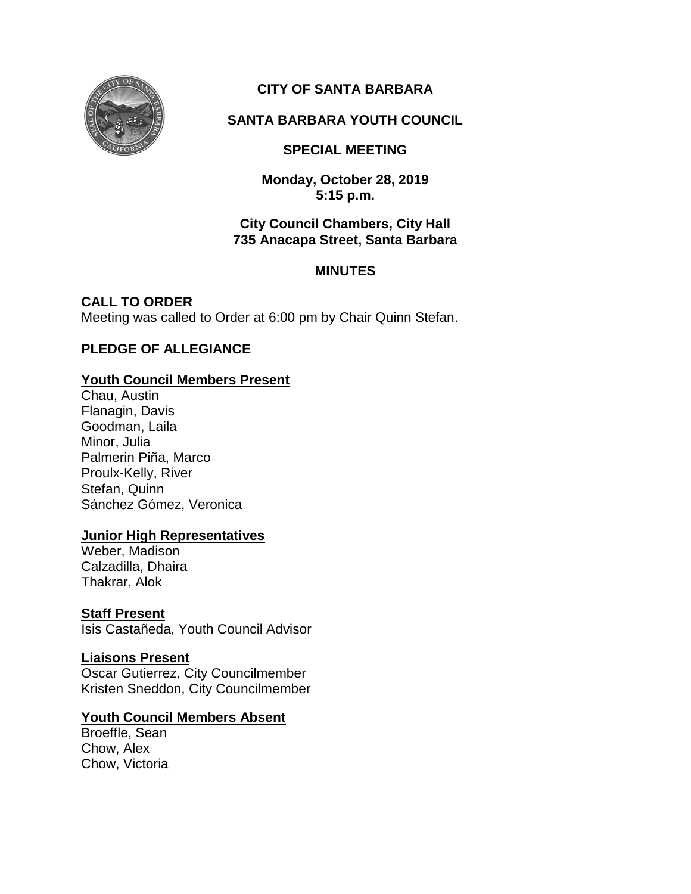# CITY OF SANTA BARBARA

## SANTA BARBARA YOUTH COUNCIL

## SPECIAL MEETING

**Monday, October 28, 2019**
**5:15 p.m.**

**City Council Chambers, City Hall**
**735 Anacapa Street, Santa Barbara**

## MINUTES

**CALL TO ORDER**
Meeting was called to Order at 6:00 pm by Chair Quinn Stefan.

**PLEDGE OF ALLEGIANCE**

**Youth Council Members Present**
Chau, Austin
Flanagin, Davis
Goodman, Laila
Minor, Julia
Palmerin Piña, Marco
Proulx-Kelly, River
Stefan, Quinn
Sánchez Gómez, Veronica

**Junior High Representatives**
Weber, Madison
Calzadilla, Dhaira
Thakrar, Alok

**Staff Present**
Isis Castañeda, Youth Council Advisor

**Liaisons Present**
Oscar Gutierrez, City Councilmember
Kristen Sneddon, City Councilmember

**Youth Council Members Absent**
Broeffle, Sean
Chow, Alex
Chow, Victoria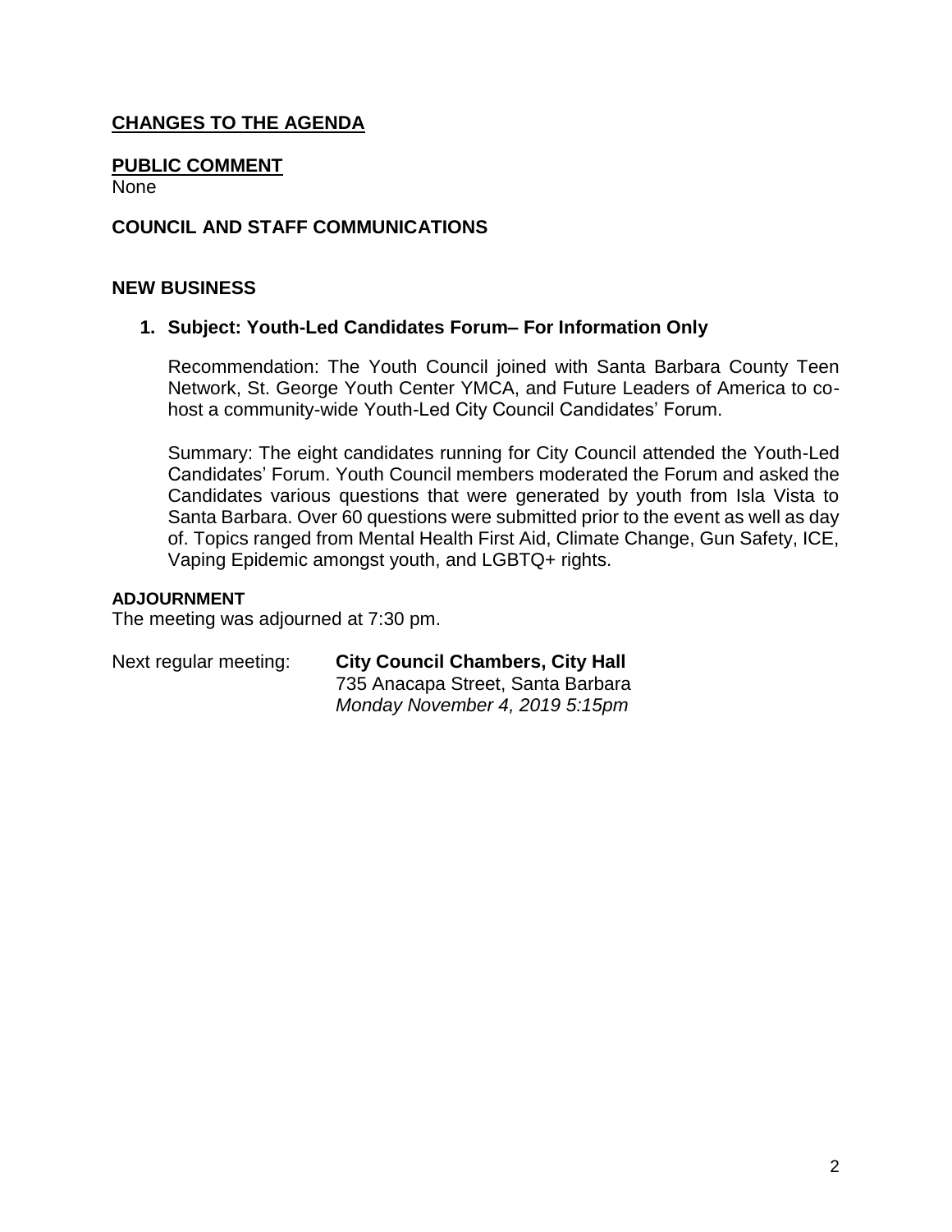## **CHANGES TO THE AGENDA**

## **PUBLIC COMMENT**

None

## **COUNCIL AND STAFF COMMUNICATIONS**

## **NEW BUSINESS**

**1. Subject: Youth-Led Candidates Forum– For Information Only**

Recommendation: The Youth Council joined with Santa Barbara County Teen Network, St. George Youth Center YMCA, and Future Leaders of America to co-host a community-wide Youth-Led City Council Candidates' Forum.

Summary: The eight candidates running for City Council attended the Youth-Led Candidates' Forum. Youth Council members moderated the Forum and asked the Candidates various questions that were generated by youth from Isla Vista to Santa Barbara. Over 60 questions were submitted prior to the event as well as day of. Topics ranged from Mental Health First Aid, Climate Change, Gun Safety, ICE, Vaping Epidemic amongst youth, and LGBTQ+ rights.

**ADJOURNMENT**

The meeting was adjourned at 7:30 pm.

Next regular meeting: **City Council Chambers, City Hall**
735 Anacapa Street, Santa Barbara
*Monday November 4, 2019 5:15pm*